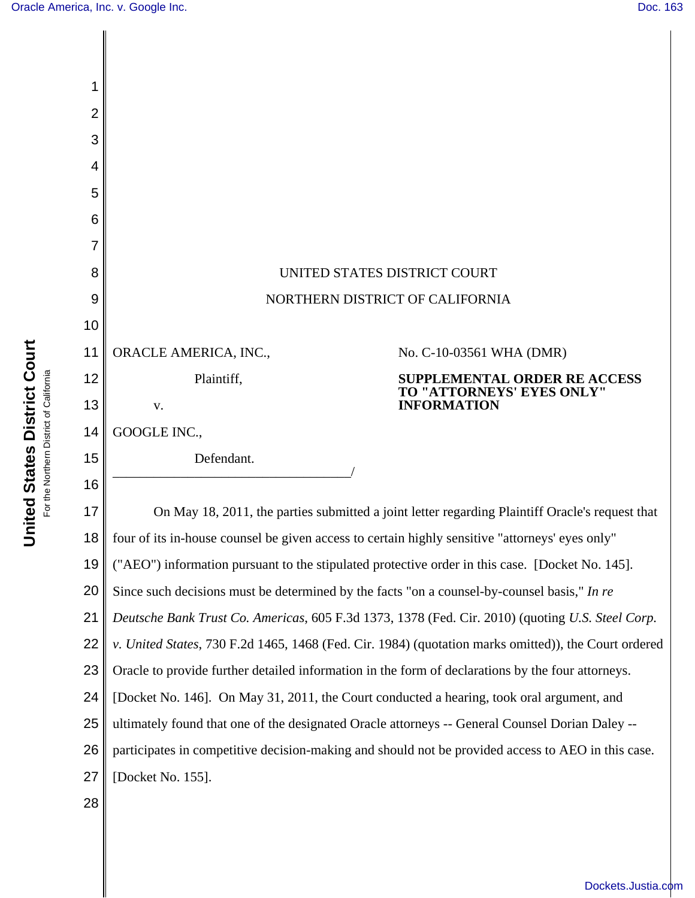UNITED STATES DISTRICT COURT

NORTHERN DISTRICT OF CALIFORNIA

ORACLE AMERICA, INC.,

Plaintiff,

v.

GOOGLE INC.,

Defendant.

No. C-10-03561 WHA (DMR)

**SUPPLEMENTAL ORDER RE ACCESS TO "ATTORNEYS' EYES ONLY" INFORMATION**

On May 18, 2011, the parties submitted a joint letter regarding Plaintiff Oracle's request that four of its in-house counsel be given access to certain highly sensitive "attorneys' eyes only" ("AEO") information pursuant to the stipulated protective order in this case. [Docket No. 145]. Since such decisions must be determined by the facts "on a counsel-by-counsel basis," *In re Deutsche Bank Trust Co. Americas*, 605 F.3d 1373, 1378 (Fed. Cir. 2010) (quoting *U.S. Steel Corp. v. United States*, 730 F.2d 1465, 1468 (Fed. Cir. 1984) (quotation marks omitted)), the Court ordered Oracle to provide further detailed information in the form of declarations by the four attorneys. [Docket No. 146]. On May 31, 2011, the Court conducted a hearing, took oral argument, and ultimately found that one of the designated Oracle attorneys -- General Counsel Dorian Daley -- participates in competitive decision-making and should not be provided access to AEO in this case. [Docket No. 155].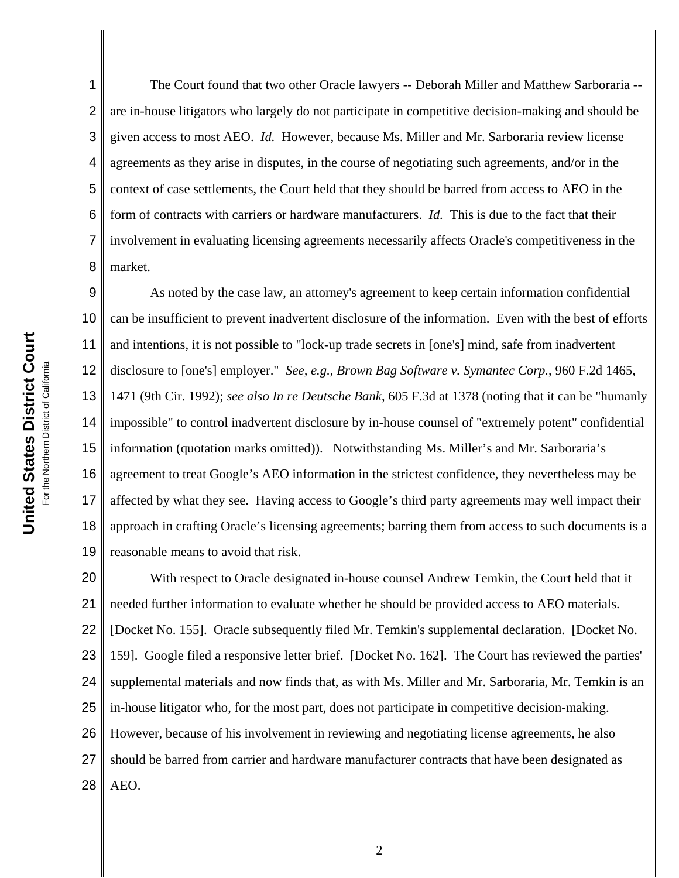The Court found that two other Oracle lawyers -- Deborah Miller and Matthew Sarboraria -- are in-house litigators who largely do not participate in competitive decision-making and should be given access to most AEO. *Id.* However, because Ms. Miller and Mr. Sarboraria review license agreements as they arise in disputes, in the course of negotiating such agreements, and/or in the context of case settlements, the Court held that they should be barred from access to AEO in the form of contracts with carriers or hardware manufacturers. *Id.* This is due to the fact that their involvement in evaluating licensing agreements necessarily affects Oracle's competitiveness in the market.

As noted by the case law, an attorney's agreement to keep certain information confidential can be insufficient to prevent inadvertent disclosure of the information. Even with the best of efforts and intentions, it is not possible to "lock-up trade secrets in [one's] mind, safe from inadvertent disclosure to [one's] employer." *See, e.g.*, *Brown Bag Software v. Symantec Corp.*, 960 F.2d 1465, 1471 (9th Cir. 1992); *see also In re Deutsche Bank*, 605 F.3d at 1378 (noting that it can be "humanly impossible" to control inadvertent disclosure by in-house counsel of "extremely potent" confidential information (quotation marks omitted)). Notwithstanding Ms. Miller's and Mr. Sarboraria's agreement to treat Google's AEO information in the strictest confidence, they nevertheless may be affected by what they see. Having access to Google's third party agreements may well impact their approach in crafting Oracle's licensing agreements; barring them from access to such documents is a reasonable means to avoid that risk.

With respect to Oracle designated in-house counsel Andrew Temkin, the Court held that it needed further information to evaluate whether he should be provided access to AEO materials. [Docket No. 155]. Oracle subsequently filed Mr. Temkin's supplemental declaration. [Docket No. 159]. Google filed a responsive letter brief. [Docket No. 162]. The Court has reviewed the parties' supplemental materials and now finds that, as with Ms. Miller and Mr. Sarboraria, Mr. Temkin is an in-house litigator who, for the most part, does not participate in competitive decision-making. However, because of his involvement in reviewing and negotiating license agreements, he also should be barred from carrier and hardware manufacturer contracts that have been designated as AEO.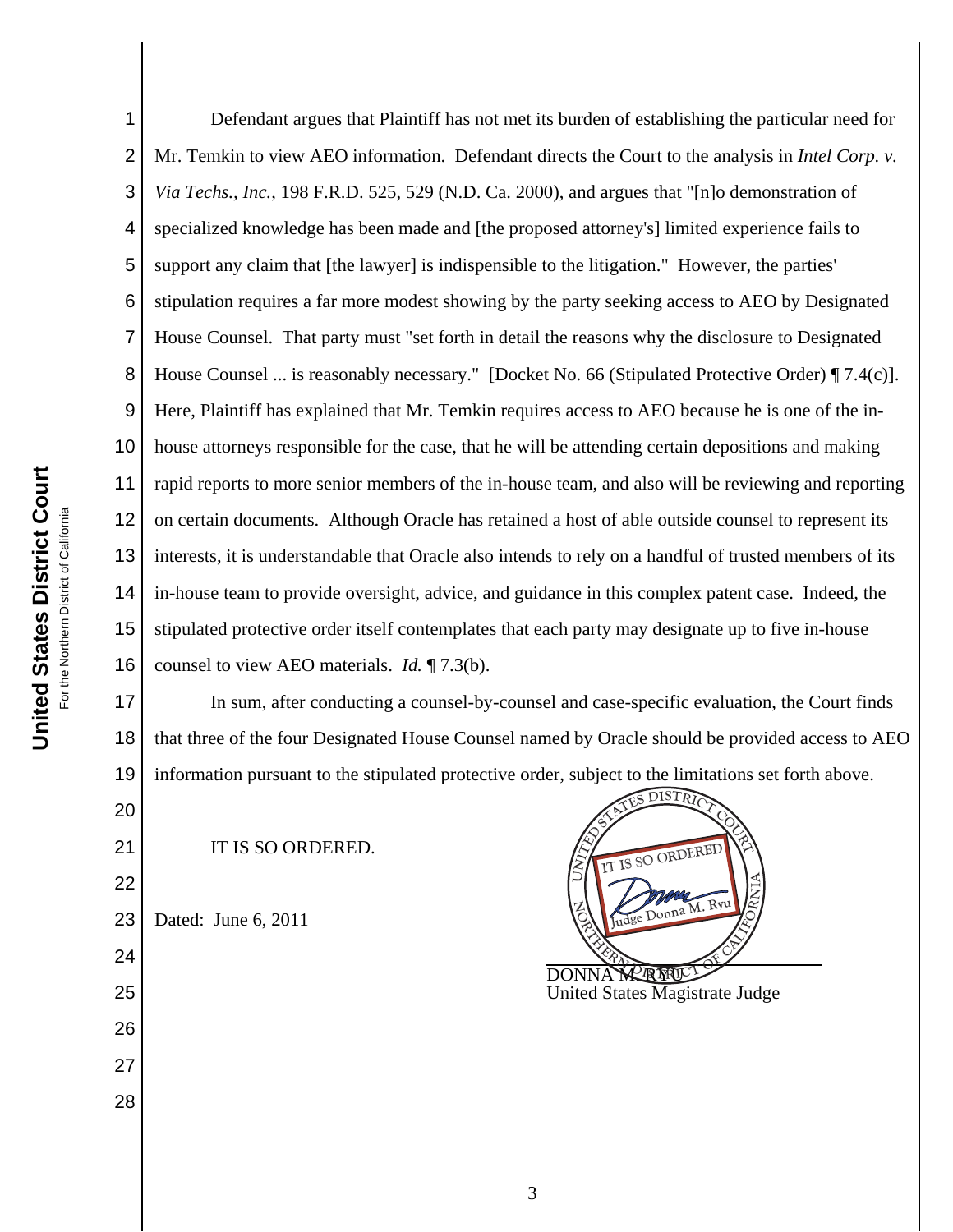Defendant argues that Plaintiff has not met its burden of establishing the particular need for Mr. Temkin to view AEO information. Defendant directs the Court to the analysis in *Intel Corp. v. Via Techs., Inc.*, 198 F.R.D. 525, 529 (N.D. Ca. 2000), and argues that "[n]o demonstration of specialized knowledge has been made and [the proposed attorney's] limited experience fails to support any claim that [the lawyer] is indispensible to the litigation." However, the parties' stipulation requires a far more modest showing by the party seeking access to AEO by Designated House Counsel. That party must "set forth in detail the reasons why the disclosure to Designated House Counsel ... is reasonably necessary." [Docket No. 66 (Stipulated Protective Order) ¶ 7.4(c)]. Here, Plaintiff has explained that Mr. Temkin requires access to AEO because he is one of the in-house attorneys responsible for the case, that he will be attending certain depositions and making rapid reports to more senior members of the in-house team, and also will be reviewing and reporting on certain documents. Although Oracle has retained a host of able outside counsel to represent its interests, it is understandable that Oracle also intends to rely on a handful of trusted members of its in-house team to provide oversight, advice, and guidance in this complex patent case. Indeed, the stipulated protective order itself contemplates that each party may designate up to five in-house counsel to view AEO materials. *Id.* ¶ 7.3(b).

In sum, after conducting a counsel-by-counsel and case-specific evaluation, the Court finds that three of the four Designated House Counsel named by Oracle should be provided access to AEO information pursuant to the stipulated protective order, subject to the limitations set forth above.

IT IS SO ORDERED.

Dated: June 6, 2011

DONNA M. RYU
United States Magistrate Judge